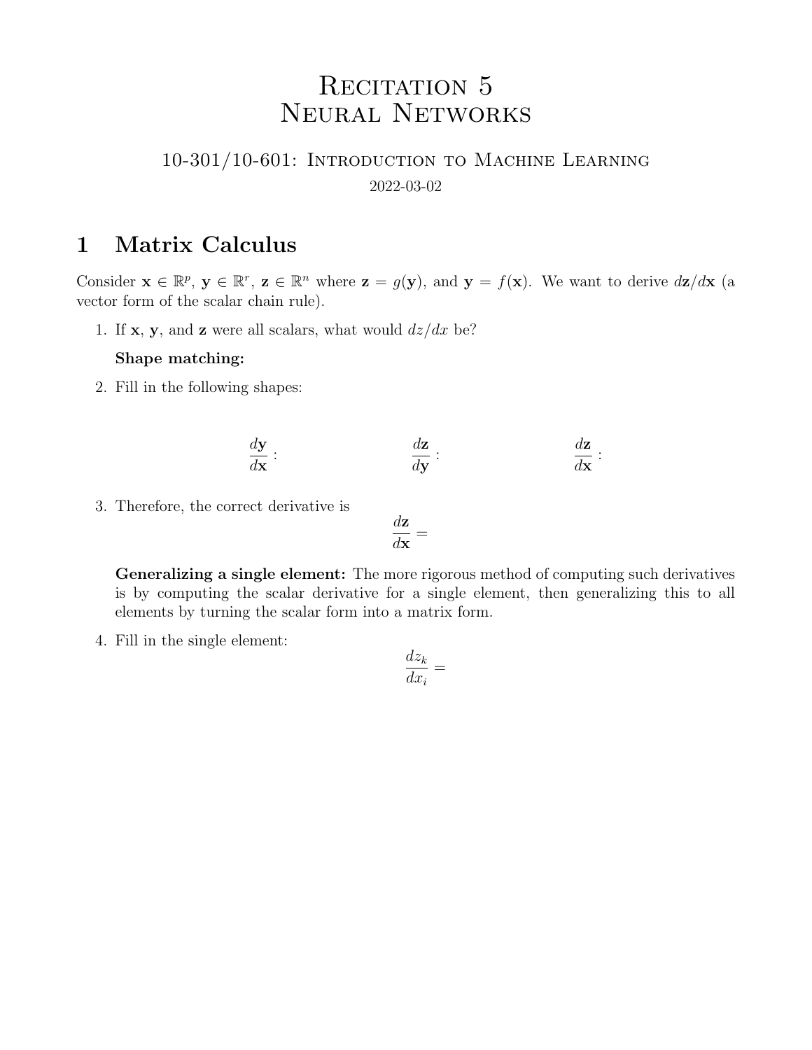# Recitation 5
# Neural Networks

10-301/10-601: Introduction to Machine Learning

2022-03-02

## 1 Matrix Calculus

Consider $\mathbf{x} \in \mathbb{R}^p$, $\mathbf{y} \in \mathbb{R}^r$, $\mathbf{z} \in \mathbb{R}^n$ where $\mathbf{z} = g(\mathbf{y})$, and $\mathbf{y} = f(\mathbf{x})$. We want to derive $d\mathbf{z}/d\mathbf{x}$ (a vector form of the scalar chain rule).

1. If $\mathbf{x}$, $\mathbf{y}$, and $\mathbf{z}$ were all scalars, what would $dz/dx$ be?

   **Shape matching:**

2. Fill in the following shapes:

$$\frac{d\mathbf{y}}{d\mathbf{x}} : \qquad\qquad \frac{d\mathbf{z}}{d\mathbf{y}} : \qquad\qquad \frac{d\mathbf{z}}{d\mathbf{x}} :$$

3. Therefore, the correct derivative is

$$\frac{d\mathbf{z}}{d\mathbf{x}} =$$

   **Generalizing a single element:** The more rigorous method of computing such derivatives is by computing the scalar derivative for a single element, then generalizing this to all elements by turning the scalar form into a matrix form.

4. Fill in the single element:

$$\frac{dz_k}{dx_i} =$$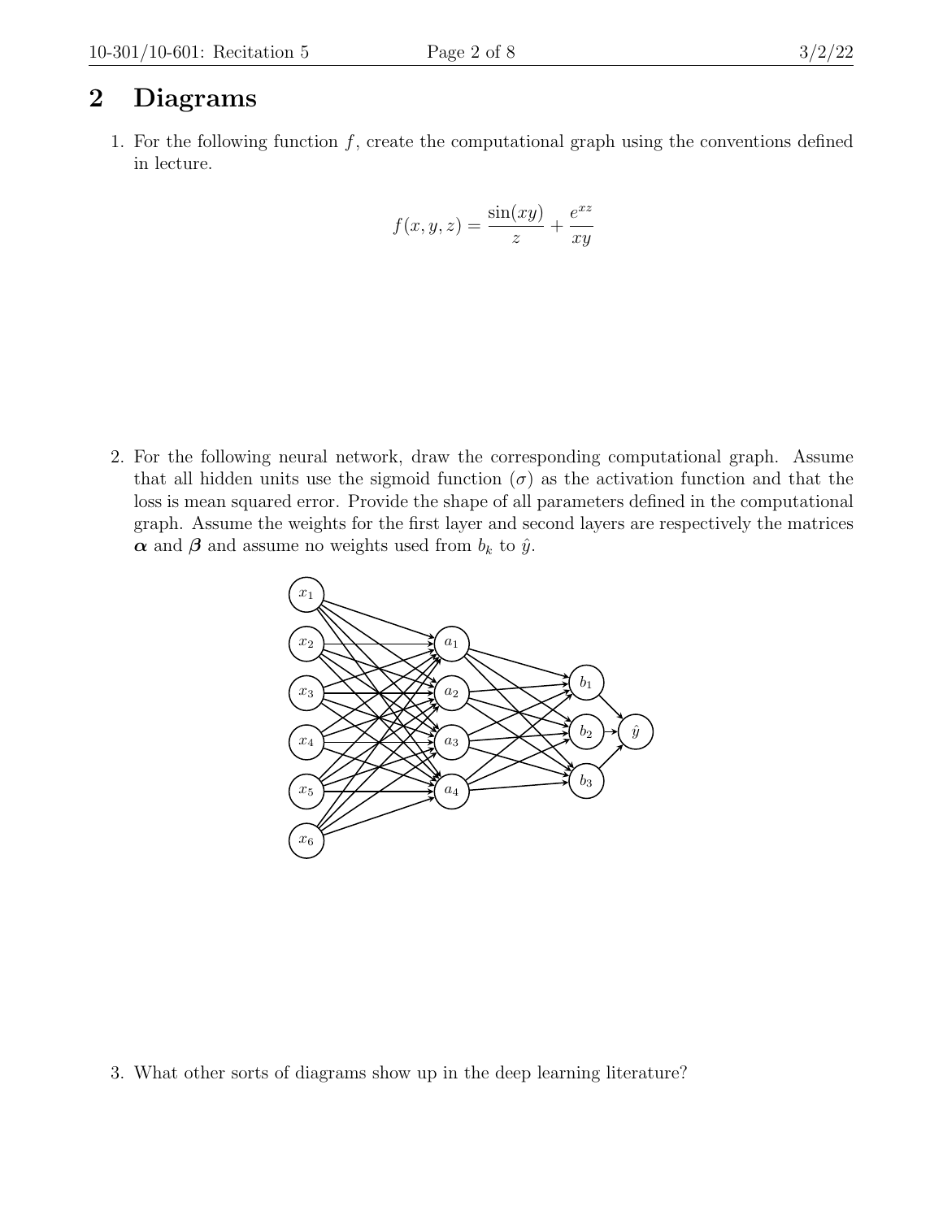# 2 Diagrams

1. For the following function $f$, create the computational graph using the conventions defined in lecture.

$$f(x, y, z) = \frac{\sin(xy)}{z} + \frac{e^{xz}}{xy}$$

2. For the following neural network, draw the corresponding computational graph. Assume that all hidden units use the sigmoid function ($\sigma$) as the activation function and that the loss is mean squared error. Provide the shape of all parameters defined in the computational graph. Assume the weights for the first layer and second layers are respectively the matrices $\boldsymbol{\alpha}$ and $\boldsymbol{\beta}$ and assume no weights used from $b_k$ to $\hat{y}$.

3. What other sorts of diagrams show up in the deep learning literature?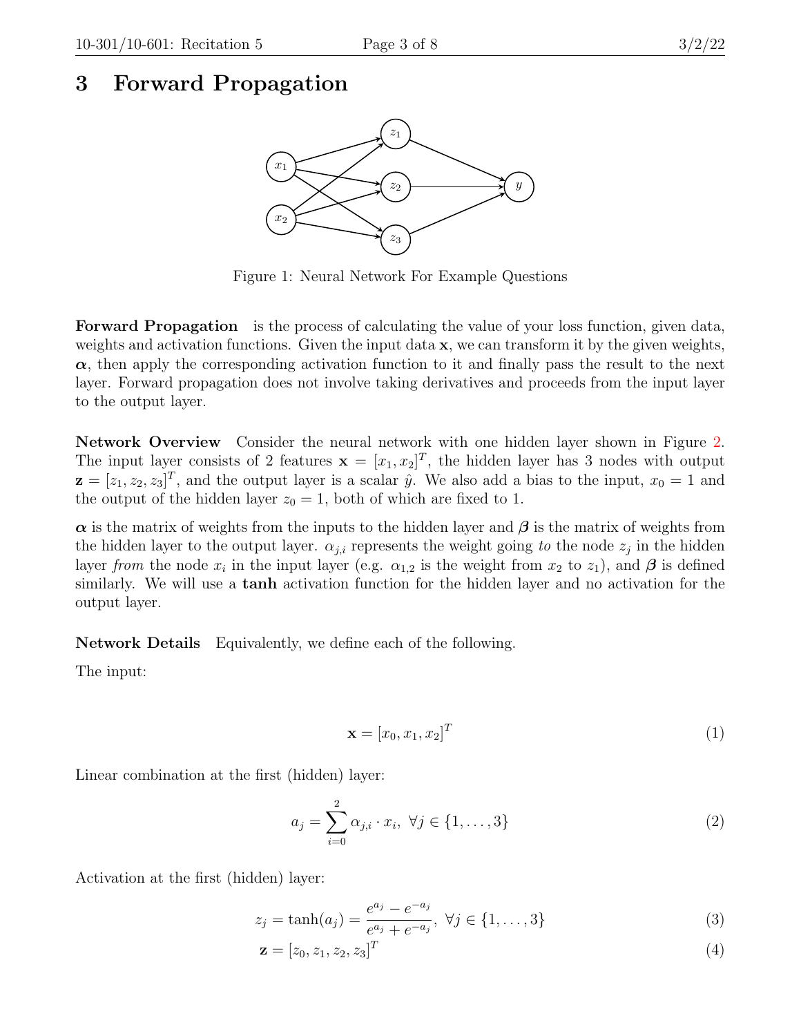# 3 Forward Propagation

Figure 1: Neural Network For Example Questions

**Forward Propagation** is the process of calculating the value of your loss function, given data, weights and activation functions. Given the input data $\mathbf{x}$, we can transform it by the given weights, $\boldsymbol{\alpha}$, then apply the corresponding activation function to it and finally pass the result to the next layer. Forward propagation does not involve taking derivatives and proceeds from the input layer to the output layer.

**Network Overview** Consider the neural network with one hidden layer shown in Figure 2. The input layer consists of 2 features $\mathbf{x} = [x_1, x_2]^T$, the hidden layer has 3 nodes with output $\mathbf{z} = [z_1, z_2, z_3]^T$, and the output layer is a scalar $\hat{y}$. We also add a bias to the input, $x_0 = 1$ and the output of the hidden layer $z_0 = 1$, both of which are fixed to 1.

$\boldsymbol{\alpha}$ is the matrix of weights from the inputs to the hidden layer and $\boldsymbol{\beta}$ is the matrix of weights from the hidden layer to the output layer. $\alpha_{j,i}$ represents the weight going *to* the node $z_j$ in the hidden layer *from* the node $x_i$ in the input layer (e.g. $\alpha_{1,2}$ is the weight from $x_2$ to $z_1$), and $\boldsymbol{\beta}$ is defined similarly. We will use a **tanh** activation function for the hidden layer and no activation for the output layer.

**Network Details** Equivalently, we define each of the following.

The input:

$$\mathbf{x} = [x_0, x_1, x_2]^T \tag{1}$$

Linear combination at the first (hidden) layer:

$$a_j = \sum_{i=0}^{2} \alpha_{j,i} \cdot x_i, \ \forall j \in \{1, \ldots, 3\} \tag{2}$$

Activation at the first (hidden) layer:

$$z_j = \tanh(a_j) = \frac{e^{a_j} - e^{-a_j}}{e^{a_j} + e^{-a_j}}, \ \forall j \in \{1, \ldots, 3\} \tag{3}$$

$$\mathbf{z} = [z_0, z_1, z_2, z_3]^T \tag{4}$$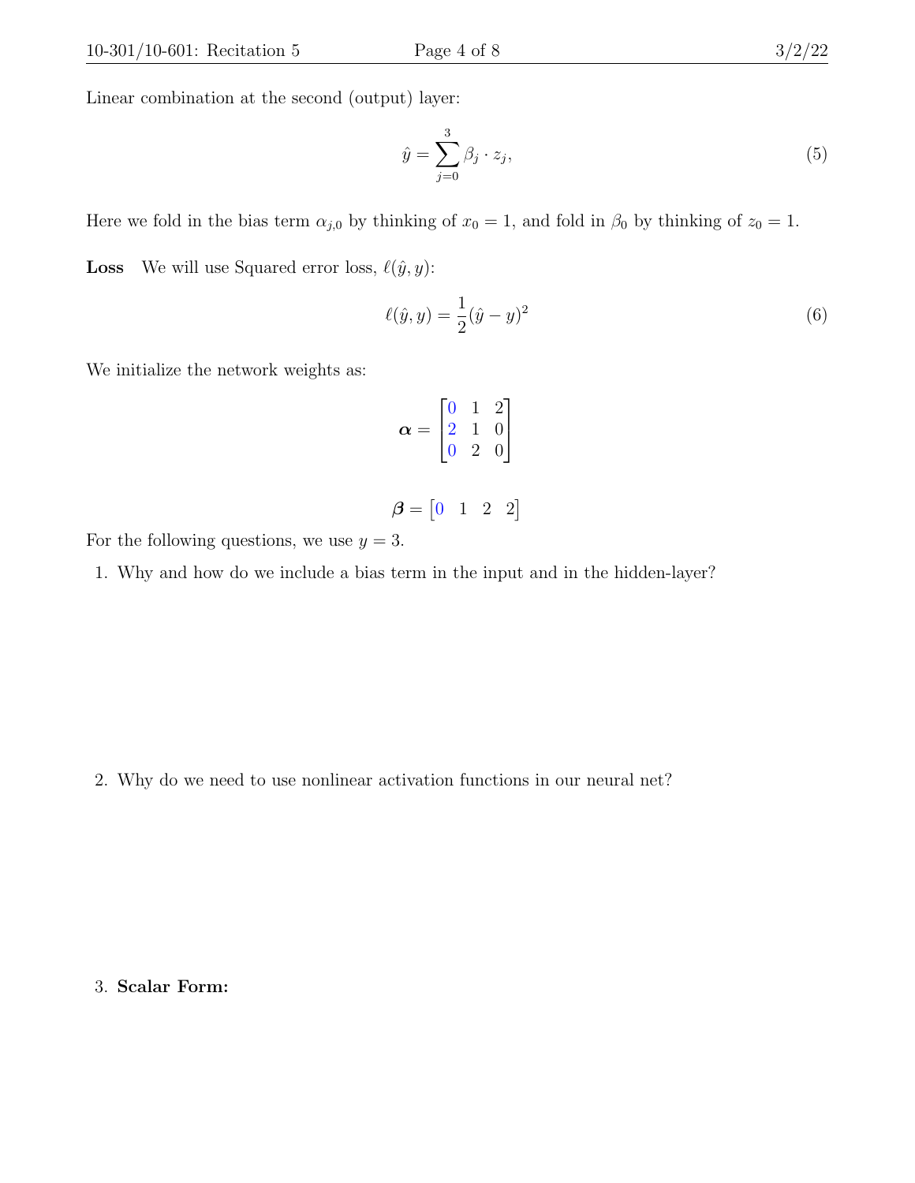Linear combination at the second (output) layer:

$$\hat{y} = \sum_{j=0}^{3} \beta_j \cdot z_j, \tag{5}$$

Here we fold in the bias term $\alpha_{j,0}$ by thinking of $x_0 = 1$, and fold in $\beta_0$ by thinking of $z_0 = 1$.

**Loss** We will use Squared error loss, $\ell(\hat{y}, y)$:

$$\ell(\hat{y}, y) = \frac{1}{2}(\hat{y} - y)^2 \tag{6}$$

We initialize the network weights as:

$$\boldsymbol{\alpha} = \begin{bmatrix} 0 & 1 & 2 \\ 2 & 1 & 0 \\ 0 & 2 & 0 \end{bmatrix}$$

$$\boldsymbol{\beta} = \begin{bmatrix} 0 & 1 & 2 & 2 \end{bmatrix}$$

For the following questions, we use $y = 3$.

1. Why and how do we include a bias term in the input and in the hidden-layer?

2. Why do we need to use nonlinear activation functions in our neural net?

3. **Scalar Form:**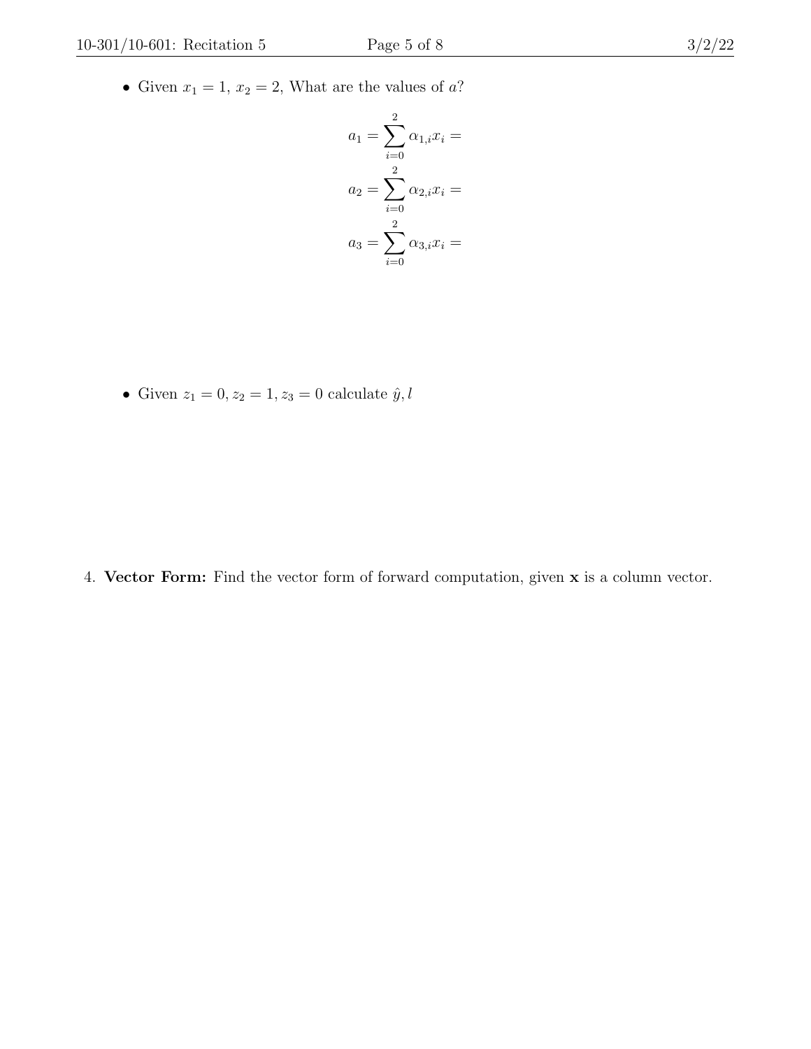- Given $x_1 = 1$, $x_2 = 2$, What are the values of $a$?

$$a_1 = \sum_{i=0}^{2} \alpha_{1,i} x_i =$$

$$a_2 = \sum_{i=0}^{2} \alpha_{2,i} x_i =$$

$$a_3 = \sum_{i=0}^{2} \alpha_{3,i} x_i =$$

- Given $z_1 = 0, z_2 = 1, z_3 = 0$ calculate $\hat{y}, l$

4. **Vector Form:** Find the vector form of forward computation, given $\mathbf{x}$ is a column vector.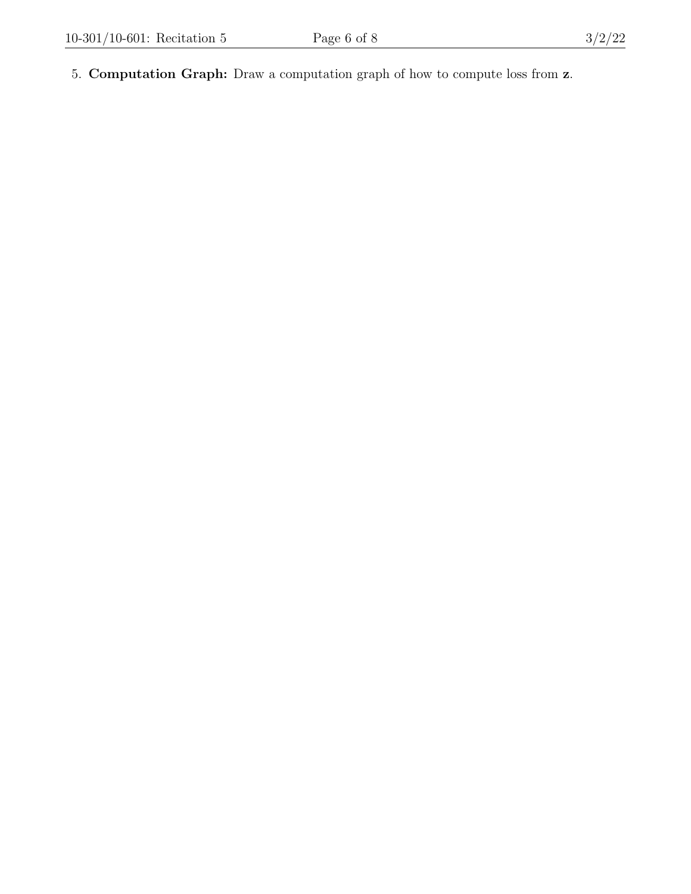5. **Computation Graph:** Draw a computation graph of how to compute loss from $\mathbf{z}$.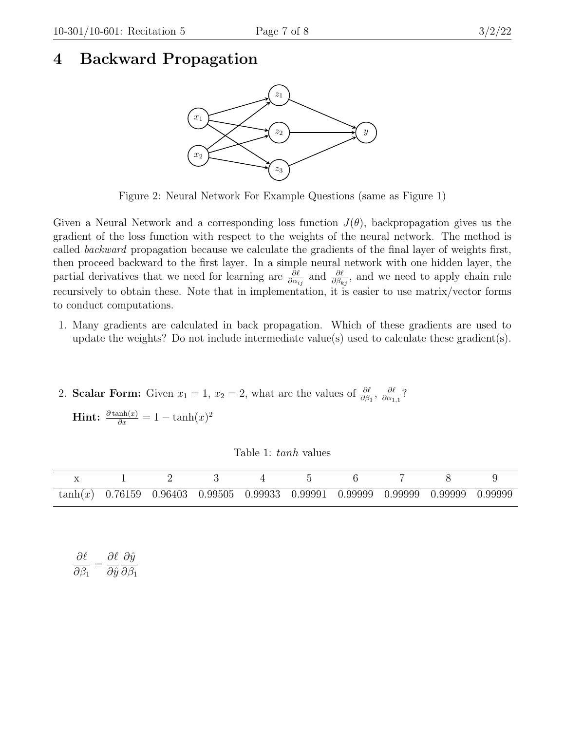# 4 Backward Propagation

Figure 2: Neural Network For Example Questions (same as Figure 1)

Given a Neural Network and a corresponding loss function $J(\theta)$, backpropagation gives us the gradient of the loss function with respect to the weights of the neural network. The method is called *backward* propagation because we calculate the gradients of the final layer of weights first, then proceed backward to the first layer. In a simple neural network with one hidden layer, the partial derivatives that we need for learning are $\frac{\partial \ell}{\partial \alpha_{ij}}$ and $\frac{\partial \ell}{\partial \beta_{kj}}$, and we need to apply chain rule recursively to obtain these. Note that in implementation, it is easier to use matrix/vector forms to conduct computations.

1. Many gradients are calculated in back propagation. Which of these gradients are used to update the weights? Do not include intermediate value(s) used to calculate these gradient(s).

2. **Scalar Form:** Given $x_1 = 1$, $x_2 = 2$, what are the values of $\frac{\partial \ell}{\partial \beta_1}$, $\frac{\partial \ell}{\partial \alpha_{1,1}}$?

   **Hint:** $\frac{\partial \tanh(x)}{\partial x} = 1 - \tanh(x)^2$

Table 1: *tanh* values

| x | 1 | 2 | 3 | 4 | 5 | 6 | 7 | 8 | 9 |
|---|---|---|---|---|---|---|---|---|---|
| $\tanh(x)$ | 0.76159 | 0.96403 | 0.99505 | 0.99933 | 0.99991 | 0.99999 | 0.99999 | 0.99999 | 0.99999 |

$$\frac{\partial \ell}{\partial \beta_1} = \frac{\partial \ell}{\partial \hat{y}} \frac{\partial \hat{y}}{\partial \beta_1}$$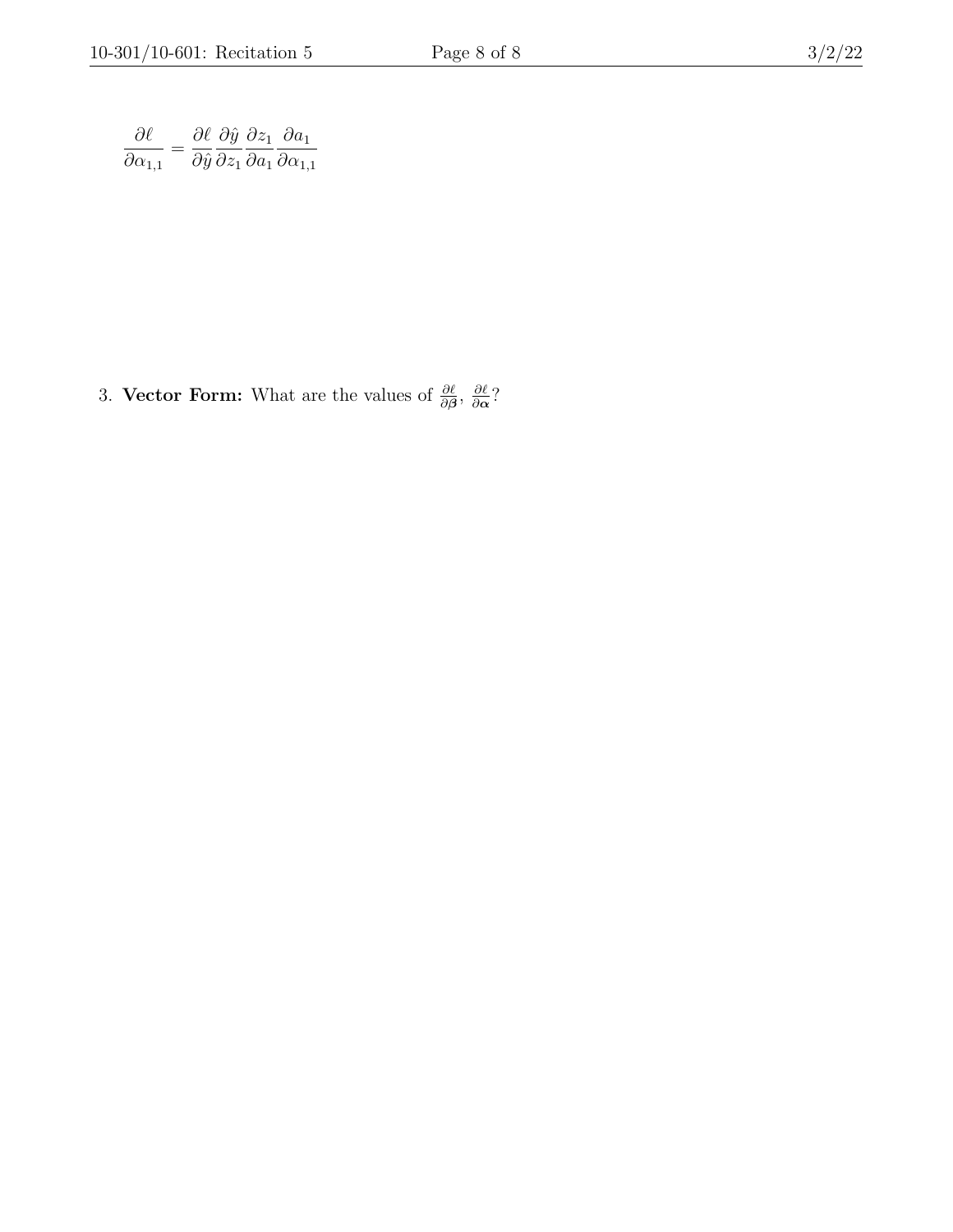$$\frac{\partial \ell}{\partial \alpha_{1,1}} = \frac{\partial \ell}{\partial \hat{y}} \frac{\partial \hat{y}}{\partial z_1} \frac{\partial z_1}{\partial a_1} \frac{\partial a_1}{\partial \alpha_{1,1}}$$

3. **Vector Form:** What are the values of $\frac{\partial \ell}{\partial \boldsymbol{\beta}}$, $\frac{\partial \ell}{\partial \boldsymbol{\alpha}}$?